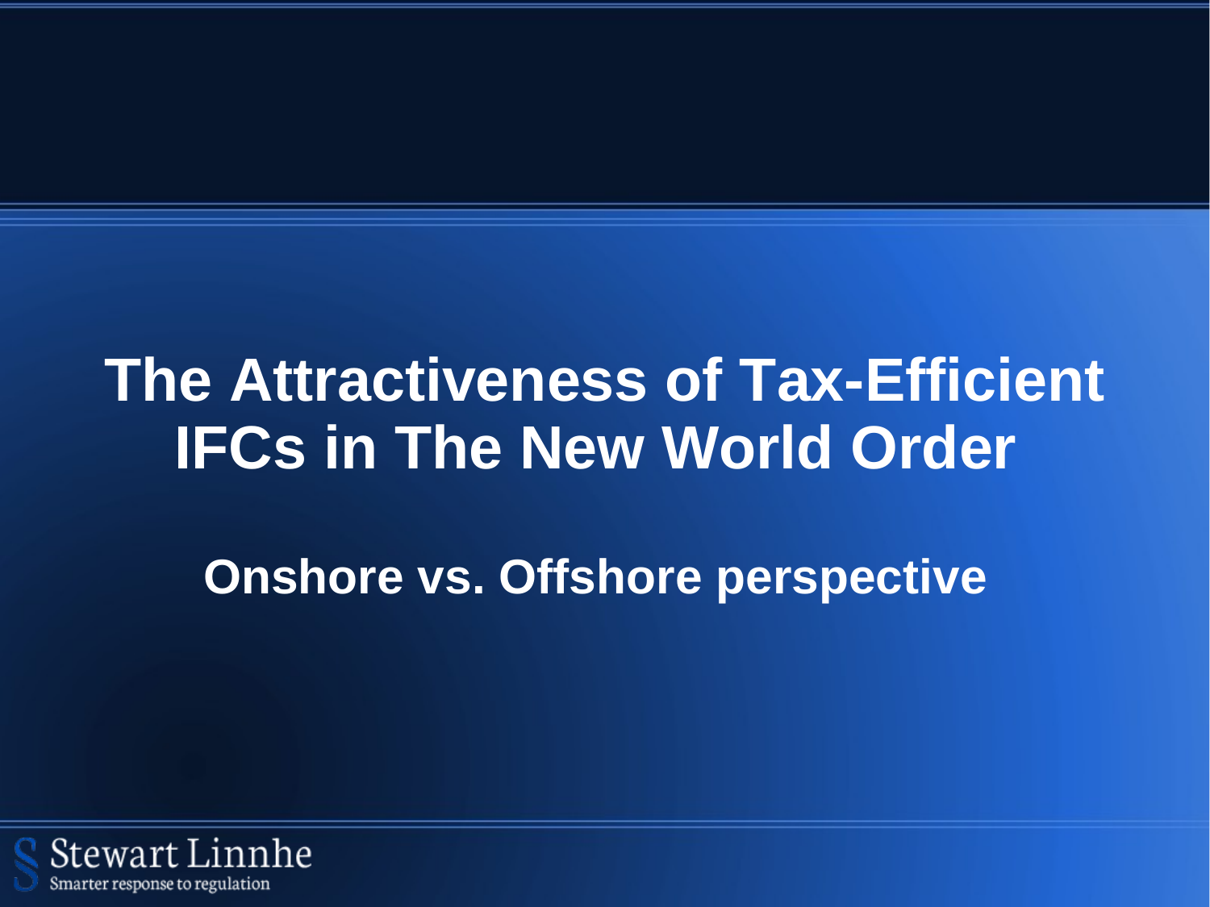# The Attractiveness of Tax-Efficient IFCs in The New World Order

## Onshore vs. Offshore perspective

Stewart Linnhe

Smarter response to regulation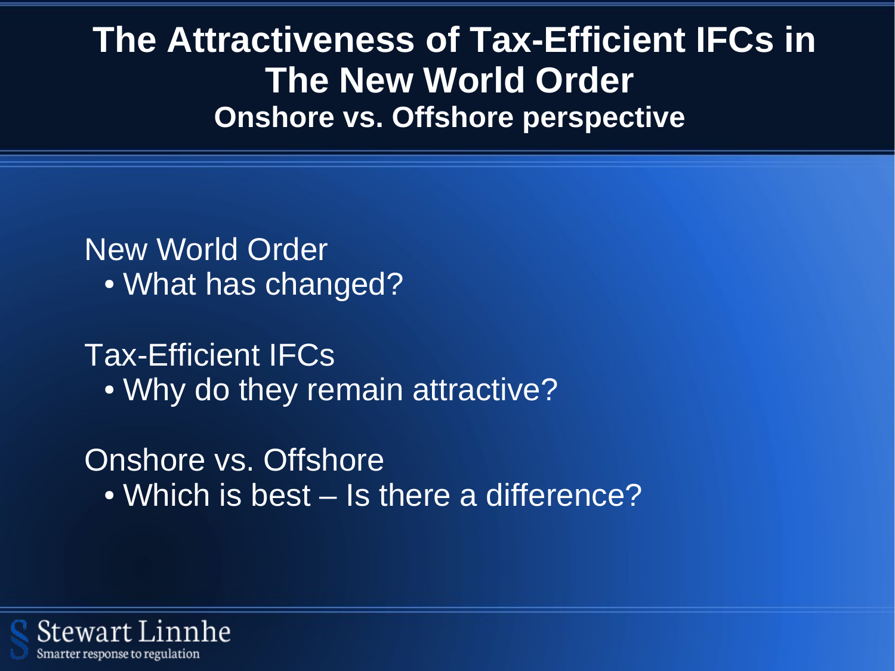# The Attractiveness of Tax-Efficient IFCs in The New World Order

## Onshore vs. Offshore perspective

New World Order

- What has changed?

Tax-Efficient IFCs

- Why do they remain attractive?

Onshore vs. Offshore

- Which is best – Is there a difference?

Stewart Linnhe
Smarter response to regulation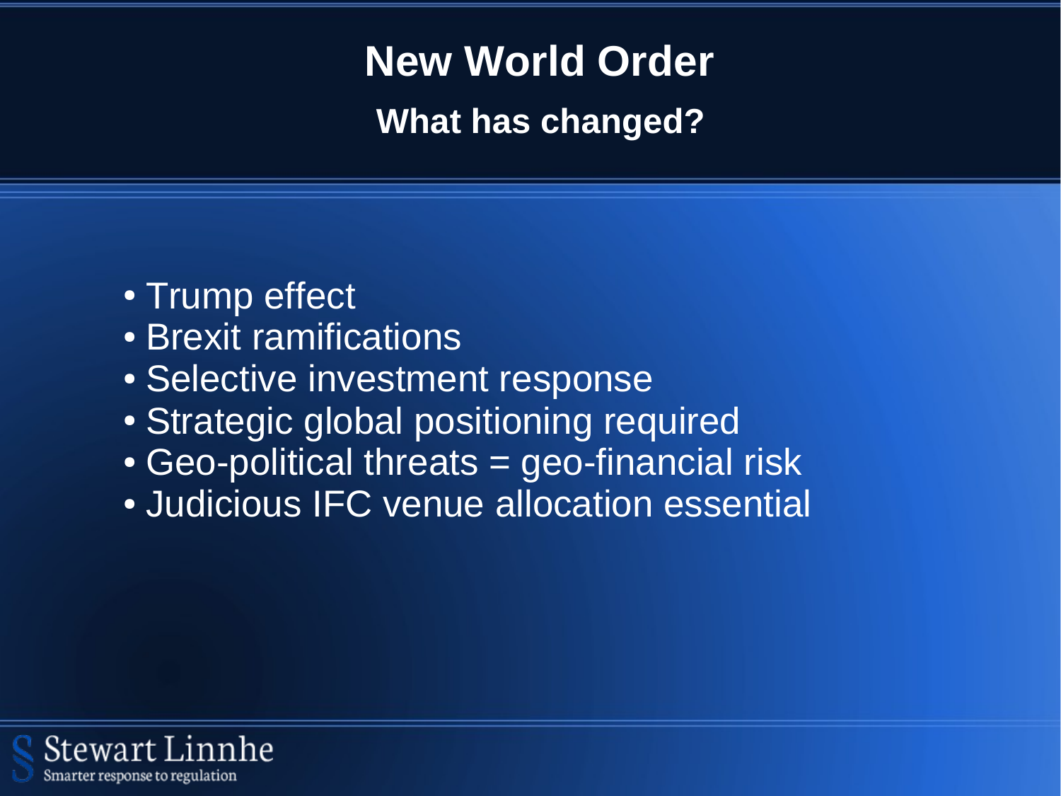# New World Order

## What has changed?

- Trump effect
- Brexit ramifications
- Selective investment response
- Strategic global positioning required
- Geo-political threats = geo-financial risk
- Judicious IFC venue allocation essential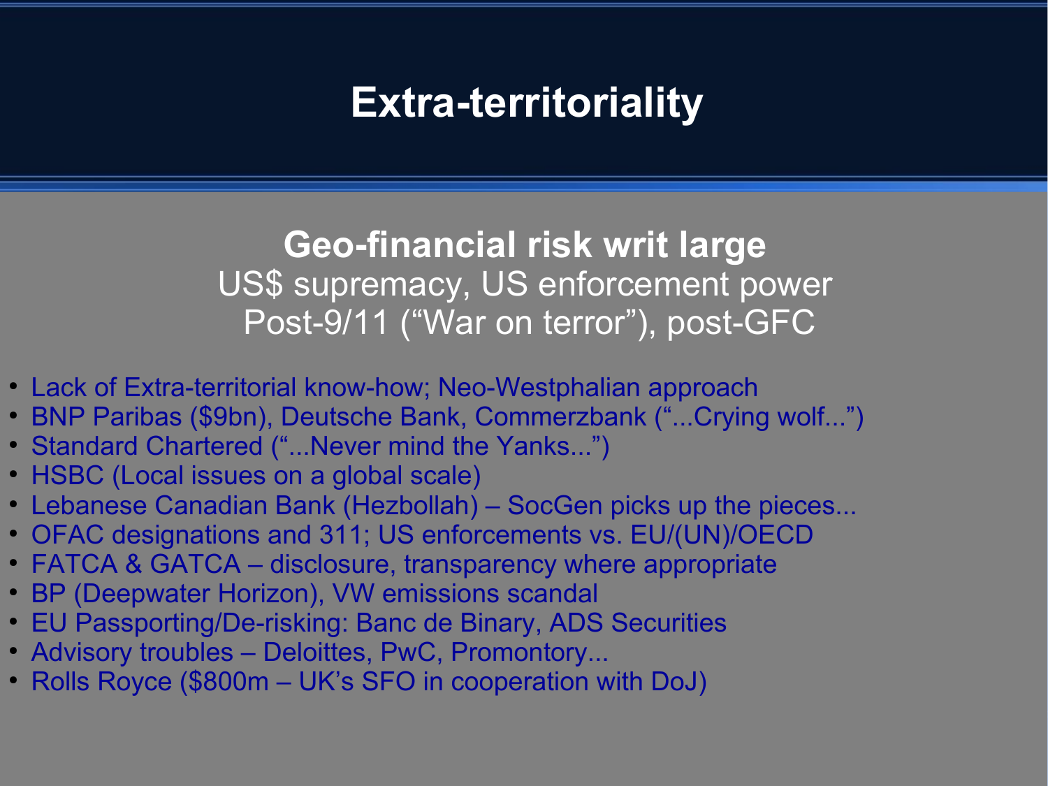# Extra-territoriality

**Geo-financial risk writ large**

US$ supremacy, US enforcement power

Post-9/11 (“War on terror”), post-GFC

- Lack of Extra-territorial know-how; Neo-Westphalian approach
- BNP Paribas ($9bn), Deutsche Bank, Commerzbank (“...Crying wolf...”)
- Standard Chartered (“...Never mind the Yanks...”)
- HSBC (Local issues on a global scale)
- Lebanese Canadian Bank (Hezbollah) – SocGen picks up the pieces...
- OFAC designations and 311; US enforcements vs. EU/(UN)/OECD
- FATCA & GATCA – disclosure, transparency where appropriate
- BP (Deepwater Horizon), VW emissions scandal
- EU Passporting/De-risking: Banc de Binary, ADS Securities
- Advisory troubles – Deloittes, PwC, Promontory...
- Rolls Royce ($800m – UK’s SFO in cooperation with DoJ)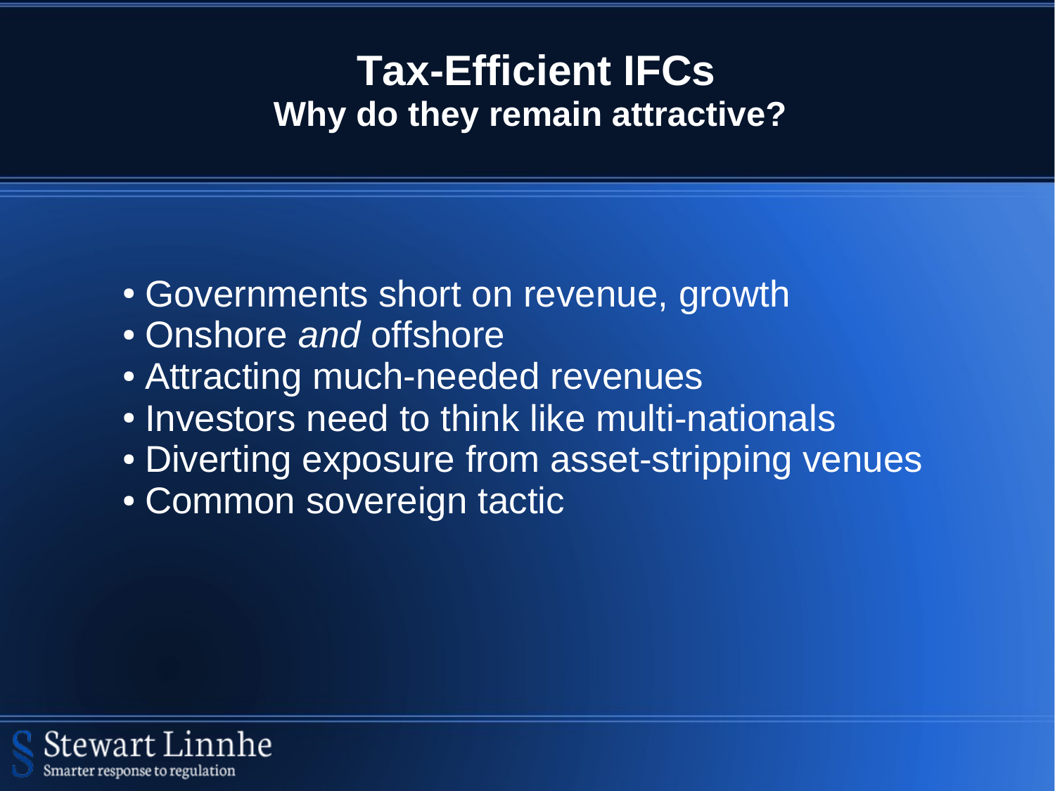# Tax-Efficient IFCs

## Why do they remain attractive?

- Governments short on revenue, growth
- Onshore *and* offshore
- Attracting much-needed revenues
- Investors need to think like multi-nationals
- Diverting exposure from asset-stripping venues
- Common sovereign tactic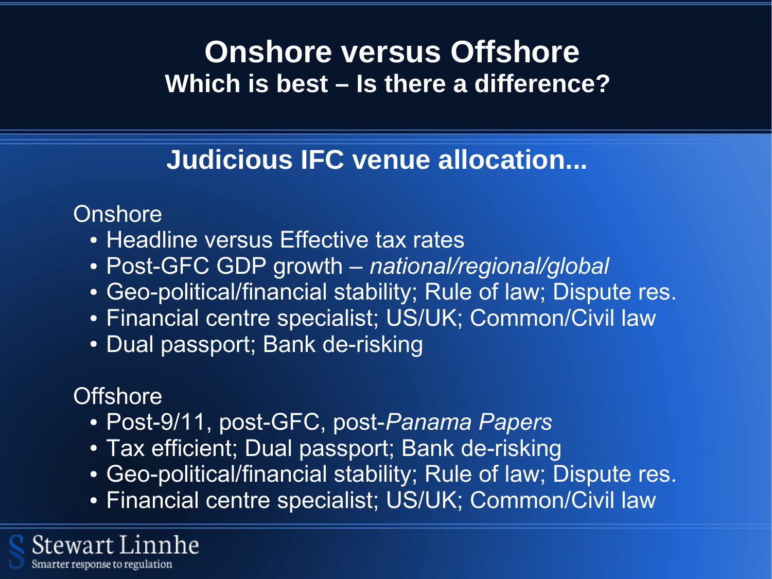# Onshore versus Offshore

## Which is best – Is there a difference?

## Judicious IFC venue allocation...

Onshore

- Headline versus Effective tax rates
- Post-GFC GDP growth – *national/regional/global*
- Geo-political/financial stability; Rule of law; Dispute res.
- Financial centre specialist; US/UK; Common/Civil law
- Dual passport; Bank de-risking

Offshore

- Post-9/11, post-GFC, post-*Panama Papers*
- Tax efficient; Dual passport; Bank de-risking
- Geo-political/financial stability; Rule of law; Dispute res.
- Financial centre specialist; US/UK; Common/Civil law

Stewart Linnhe
Smarter response to regulation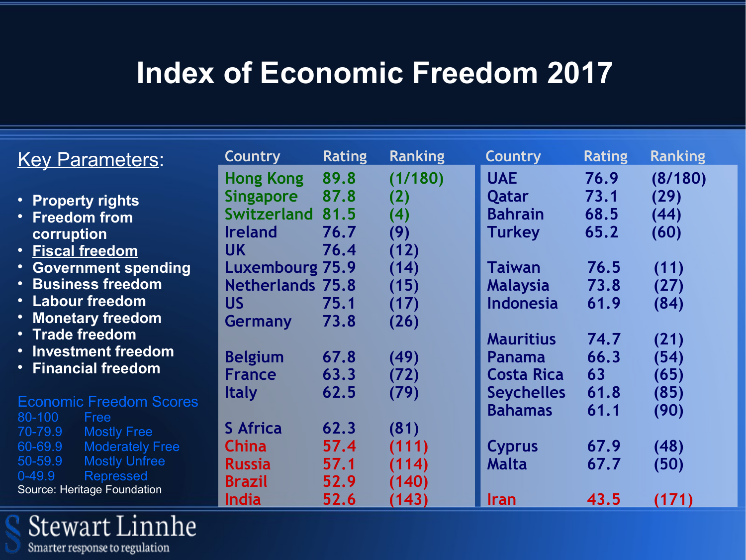# Index of Economic Freedom 2017

## Key Parameters:

- **Property rights**
- **Freedom from corruption**
- **Fiscal freedom**
- **Government spending**
- **Business freedom**
- **Labour freedom**
- **Monetary freedom**
- **Trade freedom**
- **Investment freedom**
- **Financial freedom**

## Economic Freedom Scores

| Score | Category |
|---|---|
| 80-100 | Free |
| 70-79.9 | Mostly Free |
| 60-69.9 | Moderately Free |
| 50-59.9 | Mostly Unfree |
| 0-49.9 | Repressed |

Source: Heritage Foundation

| Country | Rating | Ranking |
|---|---|---|
| Hong Kong | 89.8 | (1/180) |
| Singapore | 87.8 | (2) |
| Switzerland | 81.5 | (4) |
| Ireland | 76.7 | (9) |
| UK | 76.4 | (12) |
| Luxembourg | 75.9 | (14) |
| Netherlands | 75.8 | (15) |
| US | 75.1 | (17) |
| Germany | 73.8 | (26) |
| | | |
| Belgium | 67.8 | (49) |
| France | 63.3 | (72) |
| Italy | 62.5 | (79) |
| | | |
| S Africa | 62.3 | (81) |
| China | 57.4 | (111) |
| Russia | 57.1 | (114) |
| Brazil | 52.9 | (140) |
| India | 52.6 | (143) |

| Country | Rating | Ranking |
|---|---|---|
| UAE | 76.9 | (8/180) |
| Qatar | 73.1 | (29) |
| Bahrain | 68.5 | (44) |
| Turkey | 65.2 | (60) |
| | | |
| Taiwan | 76.5 | (11) |
| Malaysia | 73.8 | (27) |
| Indonesia | 61.9 | (84) |
| | | |
| Mauritius | 74.7 | (21) |
| Panama | 66.3 | (54) |
| Costa Rica | 63 | (65) |
| Seychelles | 61.8 | (85) |
| Bahamas | 61.1 | (90) |
| | | |
| Cyprus | 67.9 | (48) |
| Malta | 67.7 | (50) |
| | | |
| Iran | 43.5 | (171) |

Stewart Linnhe
Smarter response to regulation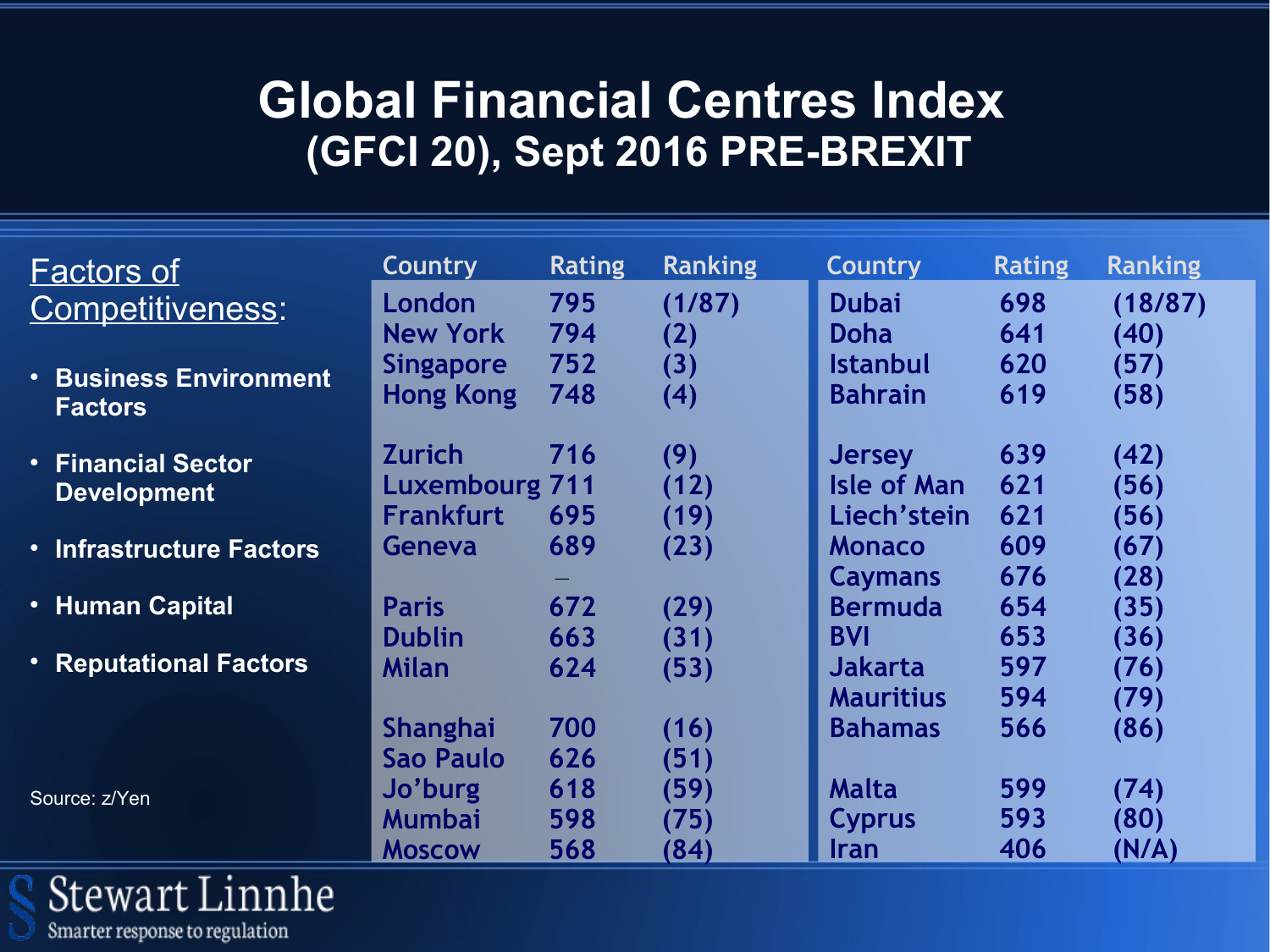# Global Financial Centres Index

## (GFCI 20), Sept 2016 PRE-BREXIT

**Factors of Competitiveness:**

- **Business Environment Factors**
- **Financial Sector Development**
- **Infrastructure Factors**
- **Human Capital**
- **Reputational Factors**

Source: z/Yen

| Country | Rating | Ranking |
|---|---|---|
| London | 795 | (1/87) |
| New York | 794 | (2) |
| Singapore | 752 | (3) |
| Hong Kong | 748 | (4) |
| | | |
| Zurich | 716 | (9) |
| Luxembourg | 711 | (12) |
| Frankfurt | 695 | (19) |
| Geneva | 689 | (23) |
| | | |
| Paris | 672 | (29) |
| Dublin | 663 | (31) |
| Milan | 624 | (53) |
| | | |
| Shanghai | 700 | (16) |
| Sao Paulo | 626 | (51) |
| Jo'burg | 618 | (59) |
| Mumbai | 598 | (75) |
| Moscow | 568 | (84) |

| Country | Rating | Ranking |
|---|---|---|
| Dubai | 698 | (18/87) |
| Doha | 641 | (40) |
| Istanbul | 620 | (57) |
| Bahrain | 619 | (58) |
| | | |
| Jersey | 639 | (42) |
| Isle of Man | 621 | (56) |
| Liech'stein | 621 | (56) |
| Monaco | 609 | (67) |
| Caymans | 676 | (28) |
| Bermuda | 654 | (35) |
| BVI | 653 | (36) |
| Jakarta | 597 | (76) |
| Mauritius | 594 | (79) |
| Bahamas | 566 | (86) |
| | | |
| Malta | 599 | (74) |
| Cyprus | 593 | (80) |
| Iran | 406 | (N/A) |

Stewart Linnhe
Smarter response to regulation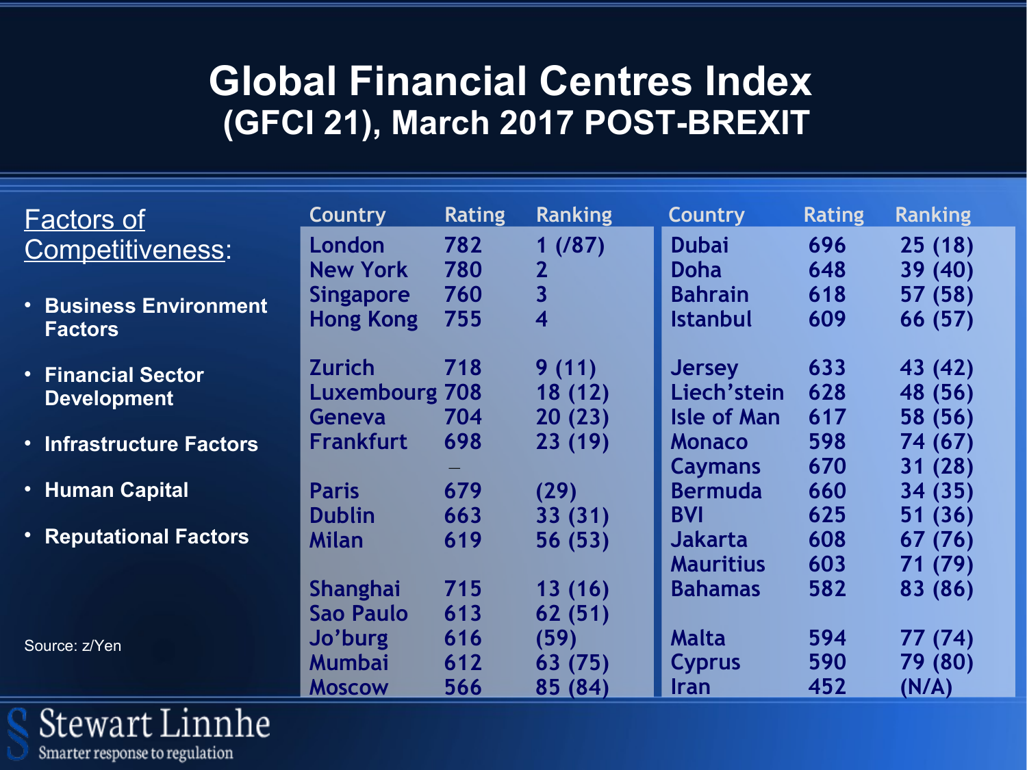# Global Financial Centres Index (GFCI 21), March 2017 POST-BREXIT

## Factors of Competitiveness:

- **Business Environment Factors**
- **Financial Sector Development**
- **Infrastructure Factors**
- **Human Capital**
- **Reputational Factors**

| Country | Rating | Ranking |
|---|---|---|
| London | 782 | 1 (/87) |
| New York | 780 | 2 |
| Singapore | 760 | 3 |
| Hong Kong | 755 | 4 |
| | | |
| Zurich | 718 | 9 (11) |
| Luxembourg | 708 | 18 (12) |
| Geneva | 704 | 20 (23) |
| Frankfurt | 698 | 23 (19) |
| | – | |
| Paris | 679 | (29) |
| Dublin | 663 | 33 (31) |
| Milan | 619 | 56 (53) |
| | | |
| Shanghai | 715 | 13 (16) |
| Sao Paulo | 613 | 62 (51) |
| Jo'burg | 616 | (59) |
| Mumbai | 612 | 63 (75) |
| Moscow | 566 | 85 (84) |

| Country | Rating | Ranking |
|---|---|---|
| Dubai | 696 | 25 (18) |
| Doha | 648 | 39 (40) |
| Bahrain | 618 | 57 (58) |
| Istanbul | 609 | 66 (57) |
| | | |
| Jersey | 633 | 43 (42) |
| Liech'stein | 628 | 48 (56) |
| Isle of Man | 617 | 58 (56) |
| Monaco | 598 | 74 (67) |
| Caymans | 670 | 31 (28) |
| Bermuda | 660 | 34 (35) |
| BVI | 625 | 51 (36) |
| Jakarta | 608 | 67 (76) |
| Mauritius | 603 | 71 (79) |
| Bahamas | 582 | 83 (86) |
| | | |
| Malta | 594 | 77 (74) |
| Cyprus | 590 | 79 (80) |
| Iran | 452 | (N/A) |

Source: z/Yen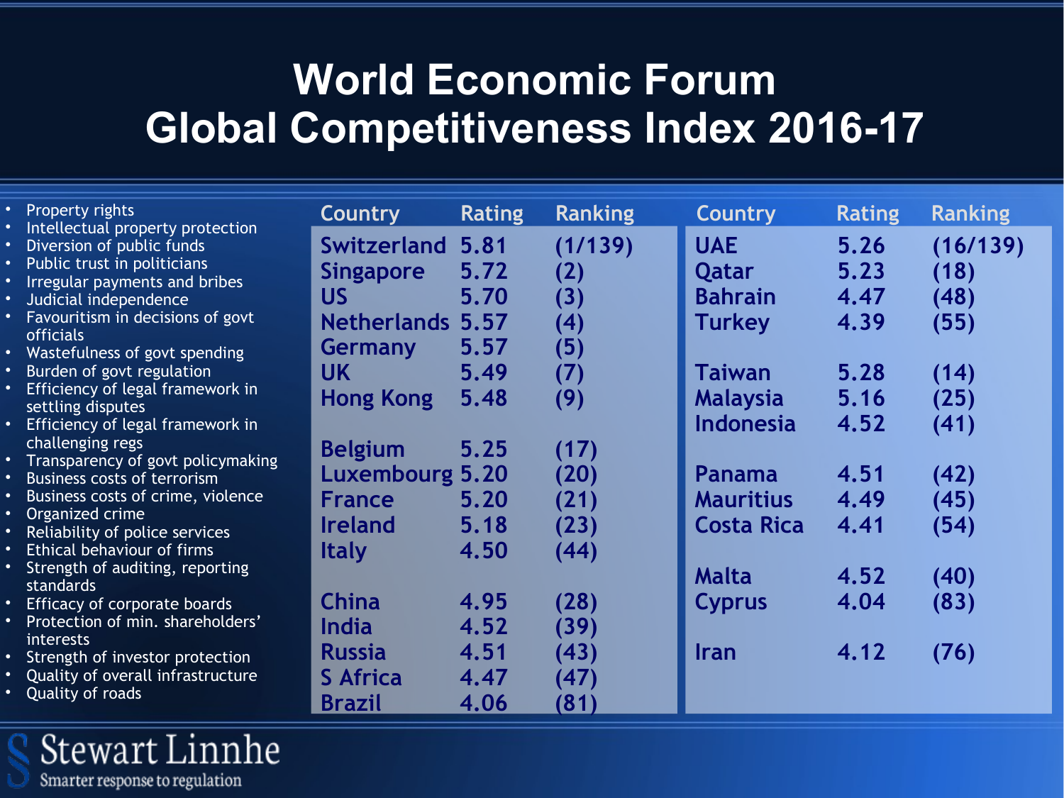# World Economic Forum
# Global Competitiveness Index 2016-17

- Property rights
- Intellectual property protection
- Diversion of public funds
- Public trust in politicians
- Irregular payments and bribes
- Judicial independence
- Favouritism in decisions of govt officials
- Wastefulness of govt spending
- Burden of govt regulation
- Efficiency of legal framework in settling disputes
- Efficiency of legal framework in challenging regs
- Transparency of govt policymaking
- Business costs of terrorism
- Business costs of crime, violence
- Organized crime
- Reliability of police services
- Ethical behaviour of firms
- Strength of auditing, reporting standards
- Efficacy of corporate boards
- Protection of min. shareholders' interests
- Strength of investor protection
- Quality of overall infrastructure
- Quality of roads

| Country | Rating | Ranking |
|---|---|---|
| Switzerland | 5.81 | (1/139) |
| Singapore | 5.72 | (2) |
| US | 5.70 | (3) |
| Netherlands | 5.57 | (4) |
| Germany | 5.57 | (5) |
| UK | 5.49 | (7) |
| Hong Kong | 5.48 | (9) |
| | | |
| Belgium | 5.25 | (17) |
| Luxembourg | 5.20 | (20) |
| France | 5.20 | (21) |
| Ireland | 5.18 | (23) |
| Italy | 4.50 | (44) |
| | | |
| China | 4.95 | (28) |
| India | 4.52 | (39) |
| Russia | 4.51 | (43) |
| S Africa | 4.47 | (47) |
| Brazil | 4.06 | (81) |

| Country | Rating | Ranking |
|---|---|---|
| UAE | 5.26 | (16/139) |
| Qatar | 5.23 | (18) |
| Bahrain | 4.47 | (48) |
| Turkey | 4.39 | (55) |
| | | |
| Taiwan | 5.28 | (14) |
| Malaysia | 5.16 | (25) |
| Indonesia | 4.52 | (41) |
| | | |
| Panama | 4.51 | (42) |
| Mauritius | 4.49 | (45) |
| Costa Rica | 4.41 | (54) |
| | | |
| Malta | 4.52 | (40) |
| Cyprus | 4.04 | (83) |
| | | |
| Iran | 4.12 | (76) |

Stewart Linnhe
Smarter response to regulation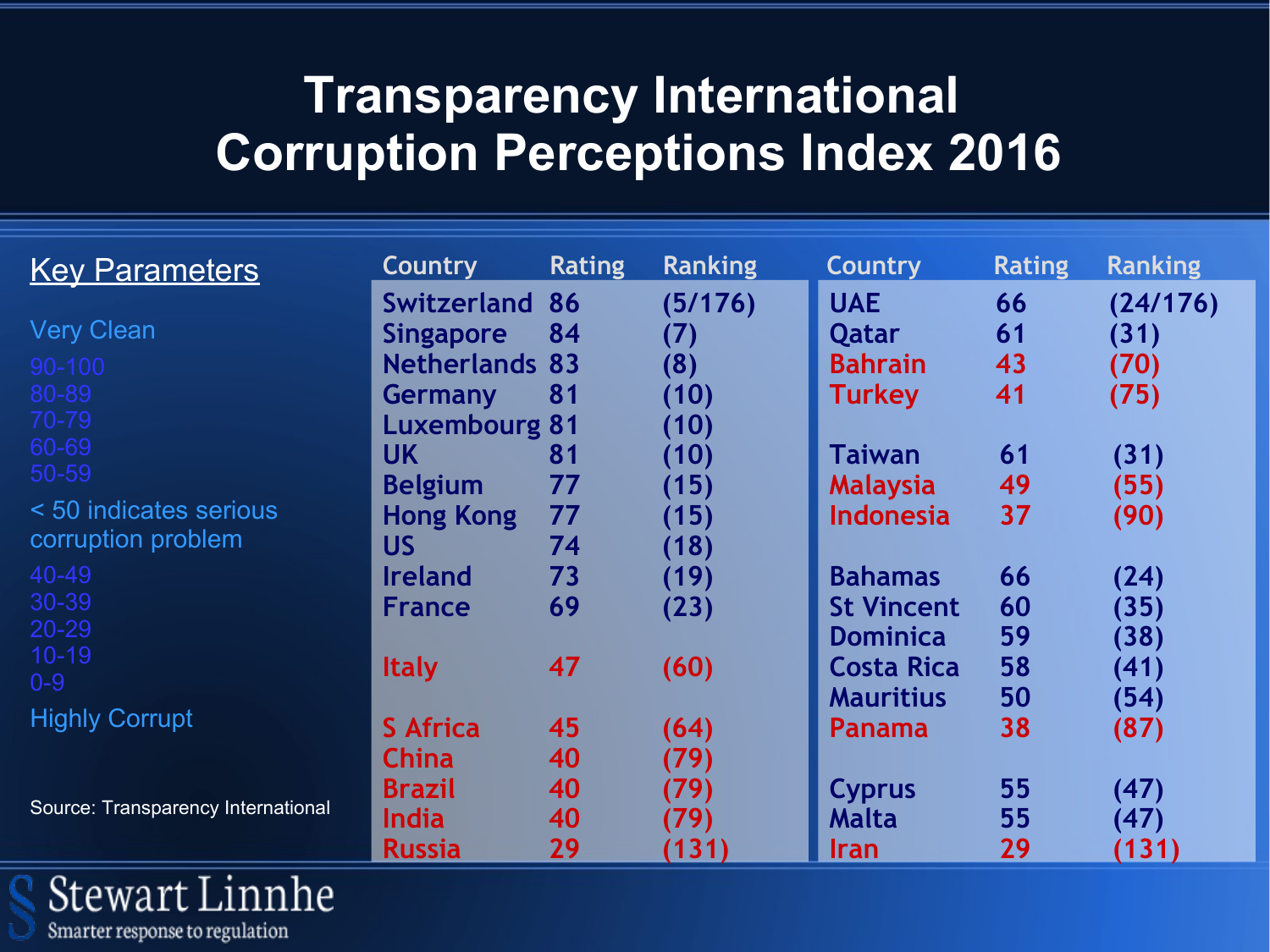# Transparency International Corruption Perceptions Index 2016

**Key Parameters**

Very Clean

90-100
80-89
70-79
60-69
50-59

< 50 indicates serious corruption problem

40-49
30-39
20-29
10-19
0-9

Highly Corrupt

Source: Transparency International

| Country | Rating | Ranking |
|---|---|---|
| Switzerland | 86 | (5/176) |
| Singapore | 84 | (7) |
| Netherlands | 83 | (8) |
| Germany | 81 | (10) |
| Luxembourg | 81 | (10) |
| UK | 81 | (10) |
| Belgium | 77 | (15) |
| Hong Kong | 77 | (15) |
| US | 74 | (18) |
| Ireland | 73 | (19) |
| France | 69 | (23) |
| Italy | 47 | (60) |
| S Africa | 45 | (64) |
| China | 40 | (79) |
| Brazil | 40 | (79) |
| India | 40 | (79) |
| Russia | 29 | (131) |

| Country | Rating | Ranking |
|---|---|---|
| UAE | 66 | (24/176) |
| Qatar | 61 | (31) |
| Bahrain | 43 | (70) |
| Turkey | 41 | (75) |
| Taiwan | 61 | (31) |
| Malaysia | 49 | (55) |
| Indonesia | 37 | (90) |
| Bahamas | 66 | (24) |
| St Vincent | 60 | (35) |
| Dominica | 59 | (38) |
| Costa Rica | 58 | (41) |
| Mauritius | 50 | (54) |
| Panama | 38 | (87) |
| Cyprus | 55 | (47) |
| Malta | 55 | (47) |
| Iran | 29 | (131) |

Stewart Linnhe
Smarter response to regulation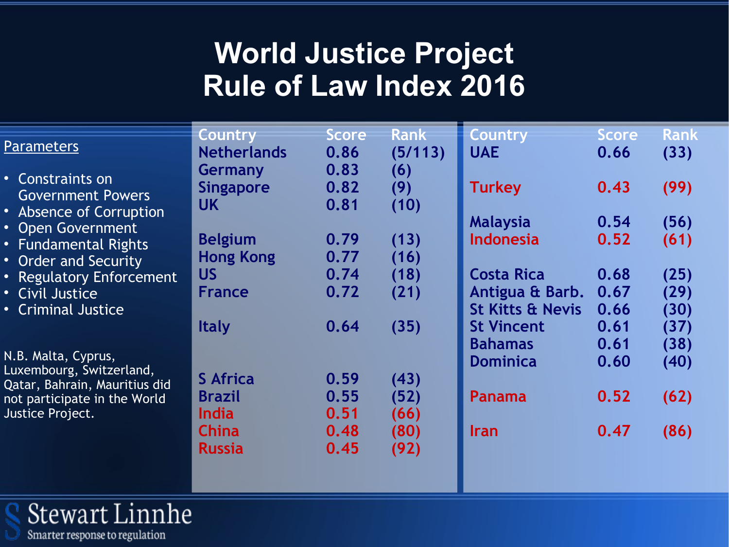# World Justice Project Rule of Law Index 2016

Parameters

- Constraints on Government Powers
- Absence of Corruption
- Open Government
- Fundamental Rights
- Order and Security
- Regulatory Enforcement
- Civil Justice
- Criminal Justice

N.B. Malta, Cyprus, Luxembourg, Switzerland, Qatar, Bahrain, Mauritius did not participate in the World Justice Project.

| Country | Score | Rank |
|---|---|---|
| Netherlands | 0.86 | (5/113) |
| Germany | 0.83 | (6) |
| Singapore | 0.82 | (9) |
| UK | 0.81 | (10) |
| Belgium | 0.79 | (13) |
| Hong Kong | 0.77 | (16) |
| US | 0.74 | (18) |
| France | 0.72 | (21) |
| Italy | 0.64 | (35) |
| S Africa | 0.59 | (43) |
| Brazil | 0.55 | (52) |
| India | 0.51 | (66) |
| China | 0.48 | (80) |
| Russia | 0.45 | (92) |

| Country | Score | Rank |
|---|---|---|
| UAE | 0.66 | (33) |
| Turkey | 0.43 | (99) |
| Malaysia | 0.54 | (56) |
| Indonesia | 0.52 | (61) |
| Costa Rica | 0.68 | (25) |
| Antigua & Barb. | 0.67 | (29) |
| St Kitts & Nevis | 0.66 | (30) |
| St Vincent | 0.61 | (37) |
| Bahamas | 0.61 | (38) |
| Dominica | 0.60 | (40) |
| Panama | 0.52 | (62) |
| Iran | 0.47 | (86) |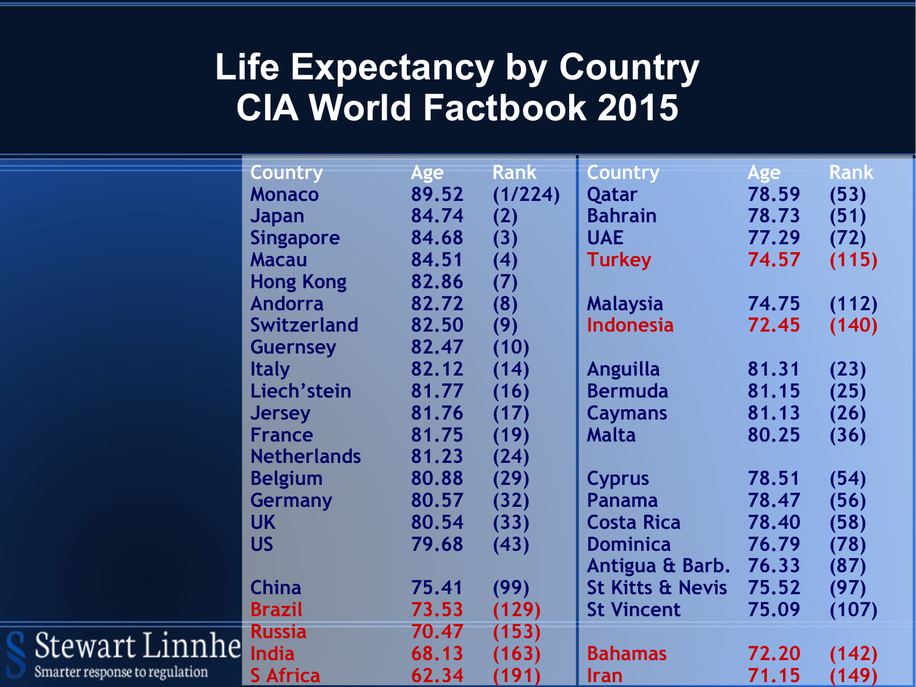# Life Expectancy by Country
# CIA World Factbook 2015

| Country | Age | Rank |
|---|---|---|
| Monaco | 89.52 | (1/224) |
| Japan | 84.74 | (2) |
| Singapore | 84.68 | (3) |
| Macau | 84.51 | (4) |
| Hong Kong | 82.86 | (7) |
| Andorra | 82.72 | (8) |
| Switzerland | 82.50 | (9) |
| Guernsey | 82.47 | (10) |
| Italy | 82.12 | (14) |
| Liech'stein | 81.77 | (16) |
| Jersey | 81.76 | (17) |
| France | 81.75 | (19) |
| Netherlands | 81.23 | (24) |
| Belgium | 80.88 | (29) |
| Germany | 80.57 | (32) |
| UK | 80.54 | (33) |
| US | 79.68 | (43) |
| | | |
| China | 75.41 | (99) |
| Brazil | 73.53 | (129) |
| Russia | 70.47 | (153) |
| India | 68.13 | (163) |
| S Africa | 62.34 | (191) |

| Country | Age | Rank |
|---|---|---|
| Qatar | 78.59 | (53) |
| Bahrain | 78.73 | (51) |
| UAE | 77.29 | (72) |
| Turkey | 74.57 | (115) |
| | | |
| Malaysia | 74.75 | (112) |
| Indonesia | 72.45 | (140) |
| | | |
| Anguilla | 81.31 | (23) |
| Bermuda | 81.15 | (25) |
| Caymans | 81.13 | (26) |
| Malta | 80.25 | (36) |
| | | |
| Cyprus | 78.51 | (54) |
| Panama | 78.47 | (56) |
| Costa Rica | 78.40 | (58) |
| Dominica | 76.79 | (78) |
| Antigua & Barb. | 76.33 | (87) |
| St Kitts & Nevis | 75.52 | (97) |
| St Vincent | 75.09 | (107) |
| | | |
| Bahamas | 72.20 | (142) |
| Iran | 71.15 | (149) |

Stewart Linnhe
Smarter response to regulation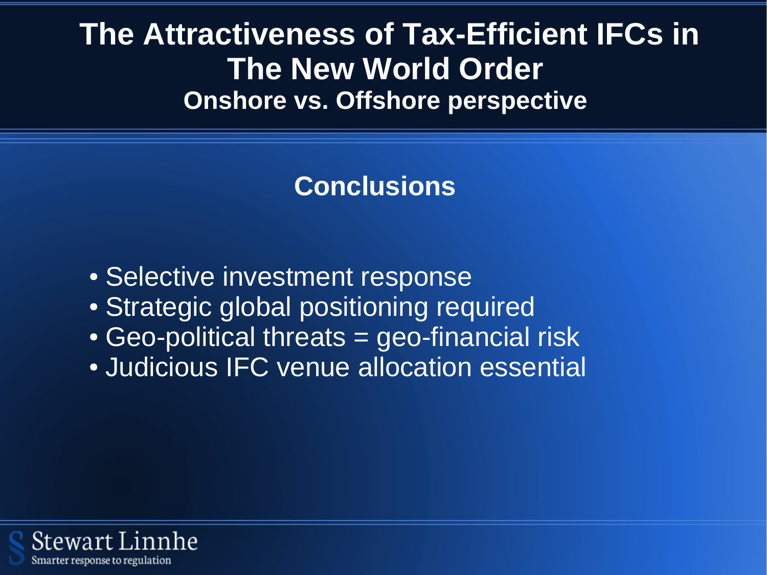# The Attractiveness of Tax-Efficient IFCs in The New World Order

## Onshore vs. Offshore perspective

## Conclusions

- Selective investment response
- Strategic global positioning required
- Geo-political threats = geo-financial risk
- Judicious IFC venue allocation essential

Stewart Linnhe
Smarter response to regulation